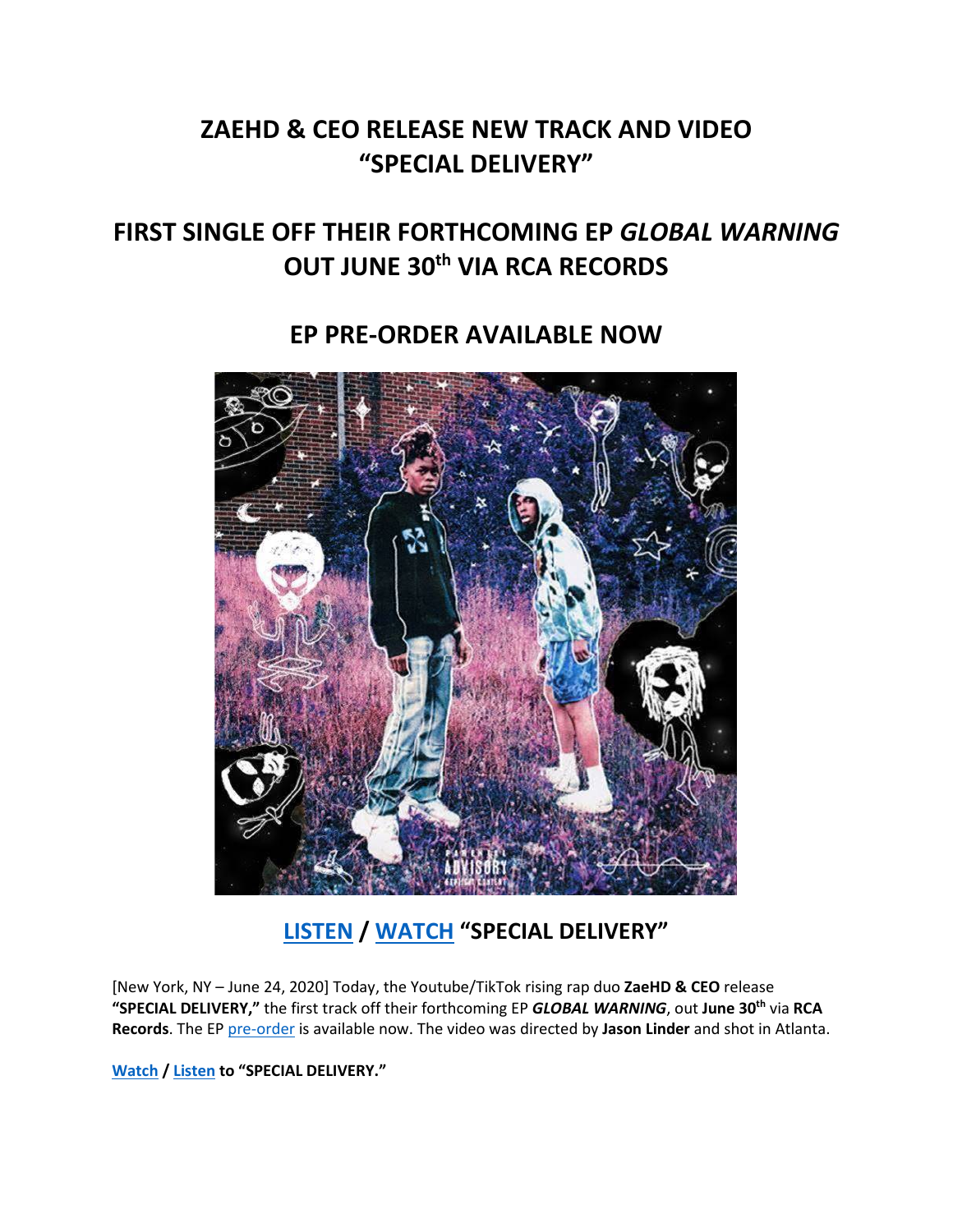# ZAEHD & CEO RELEASE NEW TRACK AND VIDEO "SPECIAL DELIVERY"

## FIRST SINGLE OFF THEIR FORTHCOMING EP *GLOBAL WARNING* OUT JUNE 30th VIA RCA RECORDS

## EP PRE-ORDER AVAILABLE NOW

## LISTEN / WATCH "SPECIAL DELIVERY"

[New York, NY – June 24, 2020] Today, the Youtube/TikTok rising rap duo **ZaeHD & CEO** release **"SPECIAL DELIVERY,"** the first track off their forthcoming EP ***GLOBAL WARNING***, out **June 30th** via **RCA Records**. The EP pre-order is available now. The video was directed by **Jason Linder** and shot in Atlanta.

**Watch / Listen to "SPECIAL DELIVERY."**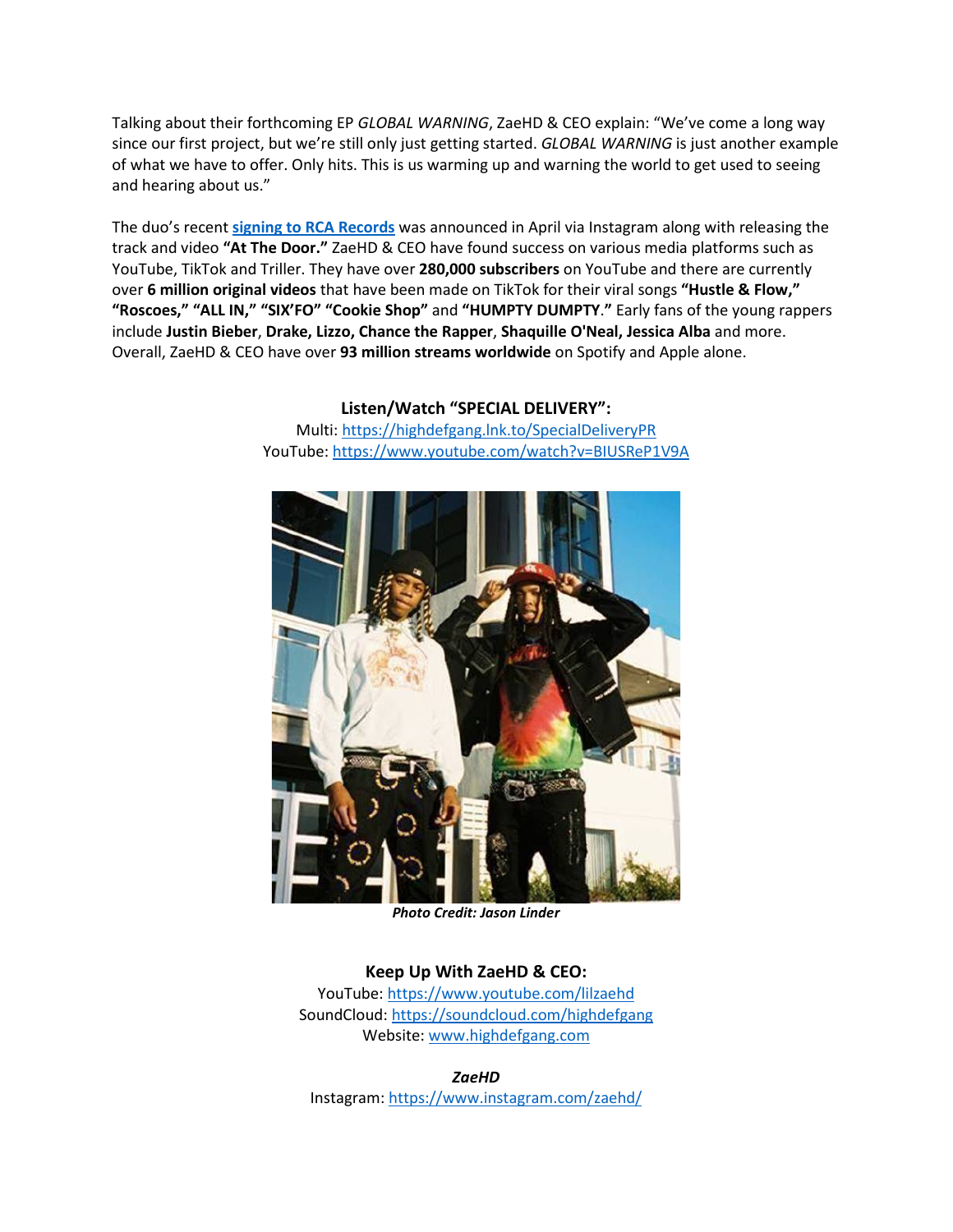Talking about their forthcoming EP *GLOBAL WARNING*, ZaeHD & CEO explain: "We've come a long way since our first project, but we're still only just getting started. *GLOBAL WARNING* is just another example of what we have to offer. Only hits. This is us warming up and warning the world to get used to seeing and hearing about us."

The duo's recent **signing to RCA Records** was announced in April via Instagram along with releasing the track and video **"At The Door."** ZaeHD & CEO have found success on various media platforms such as YouTube, TikTok and Triller. They have over **280,000 subscribers** on YouTube and there are currently over **6 million original videos** that have been made on TikTok for their viral songs **"Hustle & Flow," "Roscoes," "ALL IN," "SIX'FO" "Cookie Shop"** and **"HUMPTY DUMPTY."** Early fans of the young rappers include **Justin Bieber**, **Drake, Lizzo, Chance the Rapper**, **Shaquille O'Neal, Jessica Alba** and more. Overall, ZaeHD & CEO have over **93 million streams worldwide** on Spotify and Apple alone.

**Listen/Watch "SPECIAL DELIVERY":**

Multi: https://highdefgang.lnk.to/SpecialDeliveryPR

YouTube: https://www.youtube.com/watch?v=BIUSReP1V9A

***Photo Credit: Jason Linder***

**Keep Up With ZaeHD & CEO:**

YouTube: https://www.youtube.com/lilzaehd

SoundCloud: https://soundcloud.com/highdefgang

Website: www.highdefgang.com

***ZaeHD***

Instagram: https://www.instagram.com/zaehd/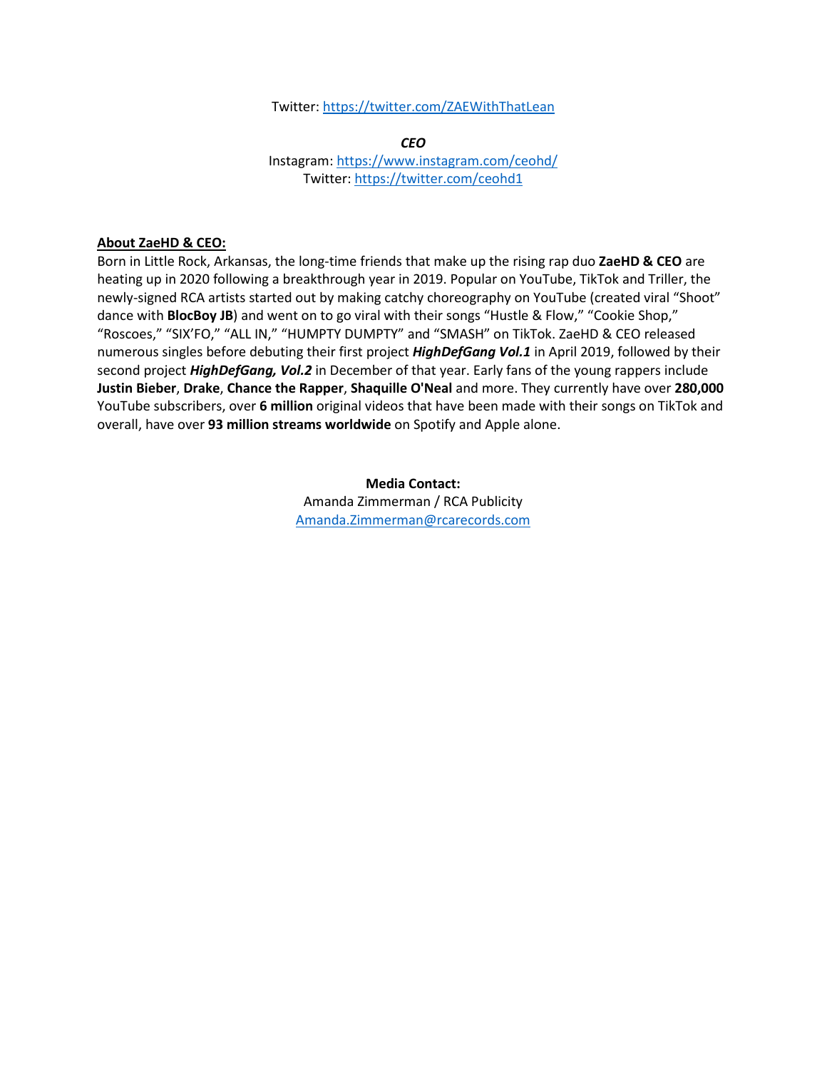Twitter: https://twitter.com/ZAEWithThatLean

***CEO***

Instagram: https://www.instagram.com/ceohd/

Twitter: https://twitter.com/ceohd1

**<u>About ZaeHD & CEO:</u>**

Born in Little Rock, Arkansas, the long-time friends that make up the rising rap duo **ZaeHD & CEO** are heating up in 2020 following a breakthrough year in 2019. Popular on YouTube, TikTok and Triller, the newly-signed RCA artists started out by making catchy choreography on YouTube (created viral "Shoot" dance with **BlocBoy JB**) and went on to go viral with their songs "Hustle & Flow," "Cookie Shop," "Roscoes," "SIX'FO," "ALL IN," "HUMPTY DUMPTY" and "SMASH" on TikTok. ZaeHD & CEO released numerous singles before debuting their first project ***HighDefGang Vol.1*** in April 2019, followed by their second project ***HighDefGang, Vol.2*** in December of that year. Early fans of the young rappers include **Justin Bieber**, **Drake**, **Chance the Rapper**, **Shaquille O'Neal** and more. They currently have over **280,000** YouTube subscribers, over **6 million** original videos that have been made with their songs on TikTok and overall, have over **93 million streams worldwide** on Spotify and Apple alone.

**Media Contact:**

Amanda Zimmerman / RCA Publicity

Amanda.Zimmerman@rcarecords.com